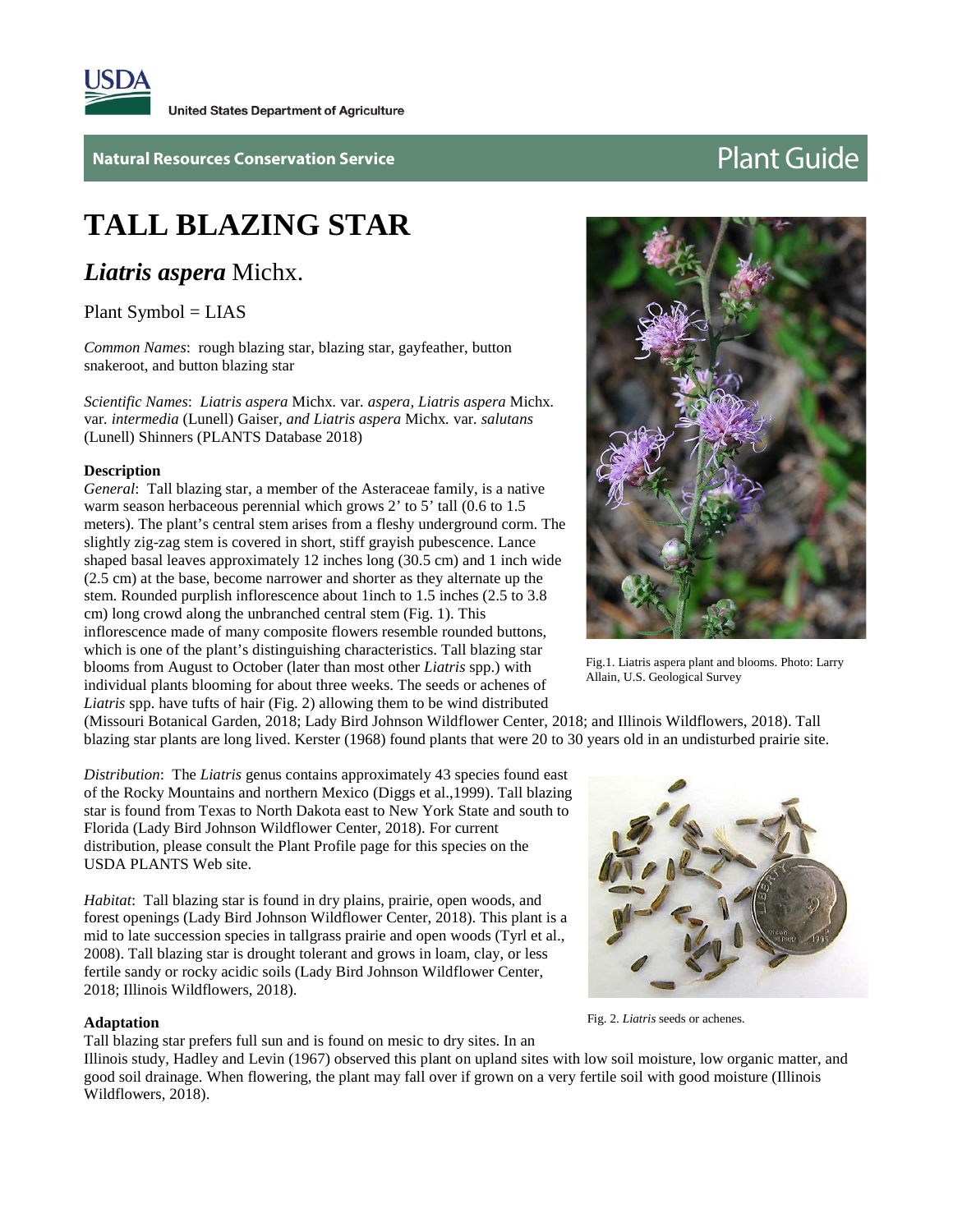USDA United States Department of Agriculture

Natural Resources Conservation Service

Plant Guide

# TALL BLAZING STAR

## *Liatris aspera* Michx.

Plant Symbol = LIAS

*Common Names*: rough blazing star, blazing star, gayfeather, button snakeroot, and button blazing star

*Scientific Names*: *Liatris aspera* Michx. var. *aspera, Liatris aspera* Michx. var. *intermedia* (Lunell) Gaiser, *and Liatris aspera* Michx. var. *salutans* (Lunell) Shinners (PLANTS Database 2018)

### Description

*General*: Tall blazing star, a member of the Asteraceae family, is a native warm season herbaceous perennial which grows 2' to 5' tall (0.6 to 1.5 meters). The plant's central stem arises from a fleshy underground corm. The slightly zig-zag stem is covered in short, stiff grayish pubescence. Lance shaped basal leaves approximately 12 inches long (30.5 cm) and 1 inch wide (2.5 cm) at the base, become narrower and shorter as they alternate up the stem. Rounded purplish inflorescence about 1inch to 1.5 inches (2.5 to 3.8 cm) long crowd along the unbranched central stem (Fig. 1). This inflorescence made of many composite flowers resemble rounded buttons, which is one of the plant's distinguishing characteristics. Tall blazing star blooms from August to October (later than most other *Liatris* spp.) with individual plants blooming for about three weeks. The seeds or achenes of *Liatris* spp. have tufts of hair (Fig. 2) allowing them to be wind distributed (Missouri Botanical Garden, 2018; Lady Bird Johnson Wildflower Center, 2018; and Illinois Wildflowers, 2018). Tall blazing star plants are long lived. Kerster (1968) found plants that were 20 to 30 years old in an undisturbed prairie site.

Fig.1. Liatris aspera plant and blooms. Photo: Larry Allain, U.S. Geological Survey

*Distribution*: The *Liatris* genus contains approximately 43 species found east of the Rocky Mountains and northern Mexico (Diggs et al.,1999). Tall blazing star is found from Texas to North Dakota east to New York State and south to Florida (Lady Bird Johnson Wildflower Center, 2018). For current distribution, please consult the Plant Profile page for this species on the USDA PLANTS Web site.

*Habitat*: Tall blazing star is found in dry plains, prairie, open woods, and forest openings (Lady Bird Johnson Wildflower Center, 2018). This plant is a mid to late succession species in tallgrass prairie and open woods (Tyrl et al., 2008). Tall blazing star is drought tolerant and grows in loam, clay, or less fertile sandy or rocky acidic soils (Lady Bird Johnson Wildflower Center, 2018; Illinois Wildflowers, 2018).

Fig. 2. *Liatris* seeds or achenes.

### Adaptation

Tall blazing star prefers full sun and is found on mesic to dry sites. In an Illinois study, Hadley and Levin (1967) observed this plant on upland sites with low soil moisture, low organic matter, and good soil drainage. When flowering, the plant may fall over if grown on a very fertile soil with good moisture (Illinois Wildflowers, 2018).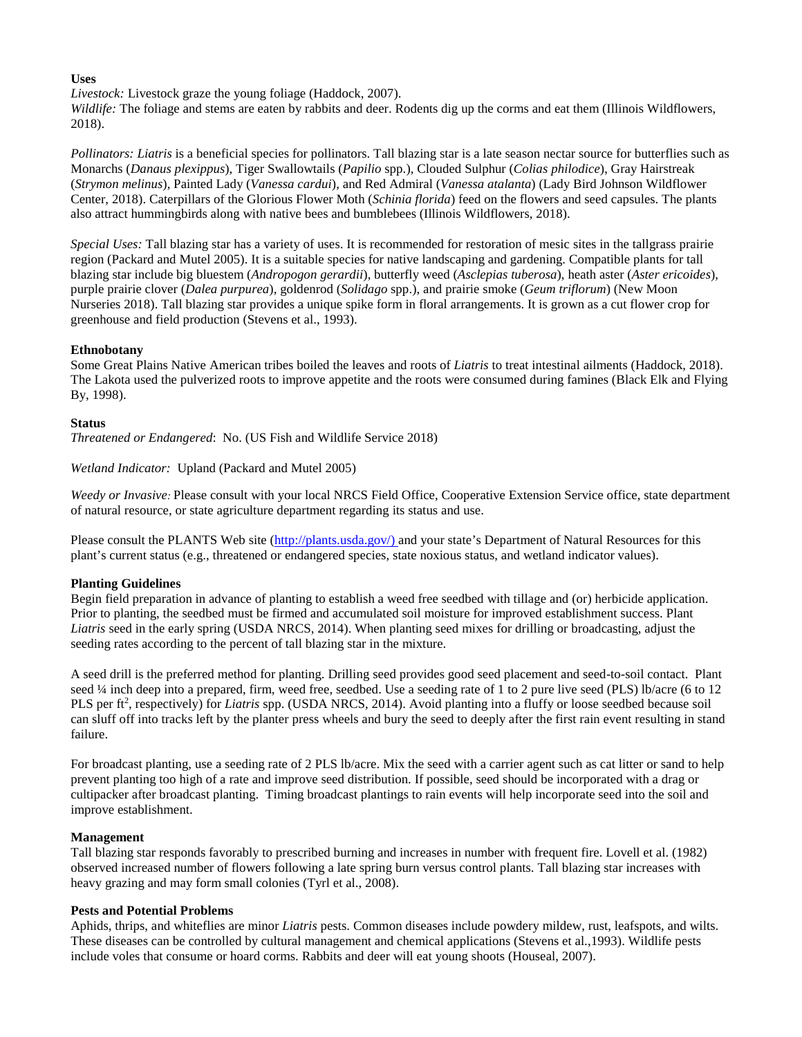**Uses**

*Livestock:* Livestock graze the young foliage (Haddock, 2007).

*Wildlife:* The foliage and stems are eaten by rabbits and deer. Rodents dig up the corms and eat them (Illinois Wildflowers, 2018).

*Pollinators: Liatris* is a beneficial species for pollinators. Tall blazing star is a late season nectar source for butterflies such as Monarchs (*Danaus plexippus*), Tiger Swallowtails (*Papilio* spp.), Clouded Sulphur (*Colias philodice*), Gray Hairstreak (*Strymon melinus*), Painted Lady (*Vanessa cardui*), and Red Admiral (*Vanessa atalanta*) (Lady Bird Johnson Wildflower Center, 2018). Caterpillars of the Glorious Flower Moth (*Schinia florida*) feed on the flowers and seed capsules. The plants also attract hummingbirds along with native bees and bumblebees (Illinois Wildflowers, 2018).

*Special Uses:* Tall blazing star has a variety of uses. It is recommended for restoration of mesic sites in the tallgrass prairie region (Packard and Mutel 2005). It is a suitable species for native landscaping and gardening. Compatible plants for tall blazing star include big bluestem (*Andropogon gerardii*), butterfly weed (*Asclepias tuberosa*), heath aster (*Aster ericoides*), purple prairie clover (*Dalea purpurea*), goldenrod (*Solidago* spp.), and prairie smoke (*Geum triflorum*) (New Moon Nurseries 2018). Tall blazing star provides a unique spike form in floral arrangements. It is grown as a cut flower crop for greenhouse and field production (Stevens et al., 1993).

**Ethnobotany**

Some Great Plains Native American tribes boiled the leaves and roots of *Liatris* to treat intestinal ailments (Haddock, 2018). The Lakota used the pulverized roots to improve appetite and the roots were consumed during famines (Black Elk and Flying By, 1998).

**Status**

*Threatened or Endangered*: No. (US Fish and Wildlife Service 2018)

*Wetland Indicator:* Upland (Packard and Mutel 2005)

*Weedy or Invasive:* Please consult with your local NRCS Field Office, Cooperative Extension Service office, state department of natural resource, or state agriculture department regarding its status and use.

Please consult the PLANTS Web site (http://plants.usda.gov/) and your state's Department of Natural Resources for this plant's current status (e.g., threatened or endangered species, state noxious status, and wetland indicator values).

**Planting Guidelines**

Begin field preparation in advance of planting to establish a weed free seedbed with tillage and (or) herbicide application. Prior to planting, the seedbed must be firmed and accumulated soil moisture for improved establishment success. Plant *Liatris* seed in the early spring (USDA NRCS, 2014). When planting seed mixes for drilling or broadcasting, adjust the seeding rates according to the percent of tall blazing star in the mixture.

A seed drill is the preferred method for planting. Drilling seed provides good seed placement and seed-to-soil contact. Plant seed ¼ inch deep into a prepared, firm, weed free, seedbed. Use a seeding rate of 1 to 2 pure live seed (PLS) lb/acre (6 to 12 PLS per $ft^2$, respectively) for *Liatris* spp. (USDA NRCS, 2014). Avoid planting into a fluffy or loose seedbed because soil can sluff off into tracks left by the planter press wheels and bury the seed to deeply after the first rain event resulting in stand failure.

For broadcast planting, use a seeding rate of 2 PLS lb/acre. Mix the seed with a carrier agent such as cat litter or sand to help prevent planting too high of a rate and improve seed distribution. If possible, seed should be incorporated with a drag or cultipacker after broadcast planting. Timing broadcast plantings to rain events will help incorporate seed into the soil and improve establishment.

**Management**

Tall blazing star responds favorably to prescribed burning and increases in number with frequent fire. Lovell et al. (1982) observed increased number of flowers following a late spring burn versus control plants. Tall blazing star increases with heavy grazing and may form small colonies (Tyrl et al., 2008).

**Pests and Potential Problems**

Aphids, thrips, and whiteflies are minor *Liatris* pests. Common diseases include powdery mildew, rust, leafspots, and wilts. These diseases can be controlled by cultural management and chemical applications (Stevens et al.,1993). Wildlife pests include voles that consume or hoard corms. Rabbits and deer will eat young shoots (Houseal, 2007).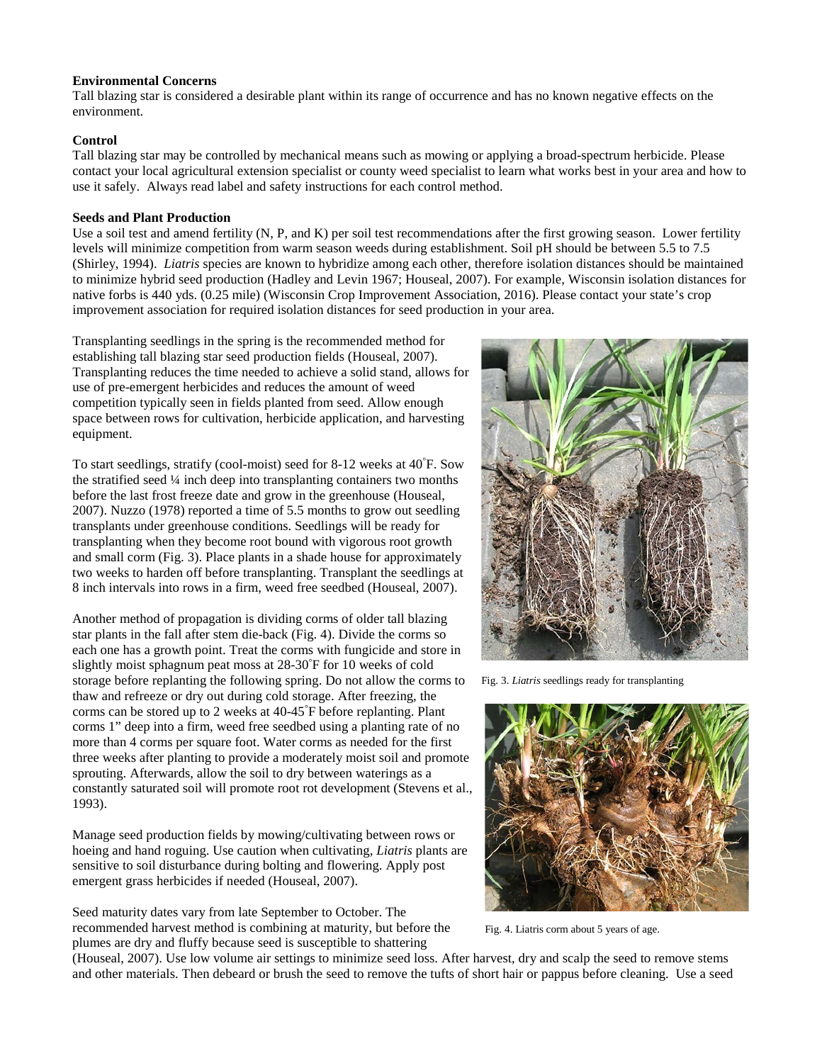**Environmental Concerns**

Tall blazing star is considered a desirable plant within its range of occurrence and has no known negative effects on the environment.

**Control**

Tall blazing star may be controlled by mechanical means such as mowing or applying a broad-spectrum herbicide. Please contact your local agricultural extension specialist or county weed specialist to learn what works best in your area and how to use it safely. Always read label and safety instructions for each control method.

**Seeds and Plant Production**

Use a soil test and amend fertility (N, P, and K) per soil test recommendations after the first growing season. Lower fertility levels will minimize competition from warm season weeds during establishment. Soil pH should be between 5.5 to 7.5 (Shirley, 1994). *Liatris* species are known to hybridize among each other, therefore isolation distances should be maintained to minimize hybrid seed production (Hadley and Levin 1967; Houseal, 2007). For example, Wisconsin isolation distances for native forbs is 440 yds. (0.25 mile) (Wisconsin Crop Improvement Association, 2016). Please contact your state's crop improvement association for required isolation distances for seed production in your area.

Transplanting seedlings in the spring is the recommended method for establishing tall blazing star seed production fields (Houseal, 2007). Transplanting reduces the time needed to achieve a solid stand, allows for use of pre-emergent herbicides and reduces the amount of weed competition typically seen in fields planted from seed. Allow enough space between rows for cultivation, herbicide application, and harvesting equipment.

To start seedlings, stratify (cool-moist) seed for 8-12 weeks at 40˚F. Sow the stratified seed ¼ inch deep into transplanting containers two months before the last frost freeze date and grow in the greenhouse (Houseal, 2007). Nuzzo (1978) reported a time of 5.5 months to grow out seedling transplants under greenhouse conditions. Seedlings will be ready for transplanting when they become root bound with vigorous root growth and small corm (Fig. 3). Place plants in a shade house for approximately two weeks to harden off before transplanting. Transplant the seedlings at 8 inch intervals into rows in a firm, weed free seedbed (Houseal, 2007).

Fig. 3. *Liatris* seedlings ready for transplanting

Another method of propagation is dividing corms of older tall blazing star plants in the fall after stem die-back (Fig. 4). Divide the corms so each one has a growth point. Treat the corms with fungicide and store in slightly moist sphagnum peat moss at 28-30˚F for 10 weeks of cold storage before replanting the following spring. Do not allow the corms to thaw and refreeze or dry out during cold storage. After freezing, the corms can be stored up to 2 weeks at 40-45˚F before replanting. Plant corms 1" deep into a firm, weed free seedbed using a planting rate of no more than 4 corms per square foot. Water corms as needed for the first three weeks after planting to provide a moderately moist soil and promote sprouting. Afterwards, allow the soil to dry between waterings as a constantly saturated soil will promote root rot development (Stevens et al., 1993).

Fig. 4. Liatris corm about 5 years of age.

Manage seed production fields by mowing/cultivating between rows or hoeing and hand roguing. Use caution when cultivating, *Liatris* plants are sensitive to soil disturbance during bolting and flowering. Apply post emergent grass herbicides if needed (Houseal, 2007).

Seed maturity dates vary from late September to October. The recommended harvest method is combining at maturity, but before the plumes are dry and fluffy because seed is susceptible to shattering (Houseal, 2007). Use low volume air settings to minimize seed loss. After harvest, dry and scalp the seed to remove stems and other materials. Then debeard or brush the seed to remove the tufts of short hair or pappus before cleaning. Use a seed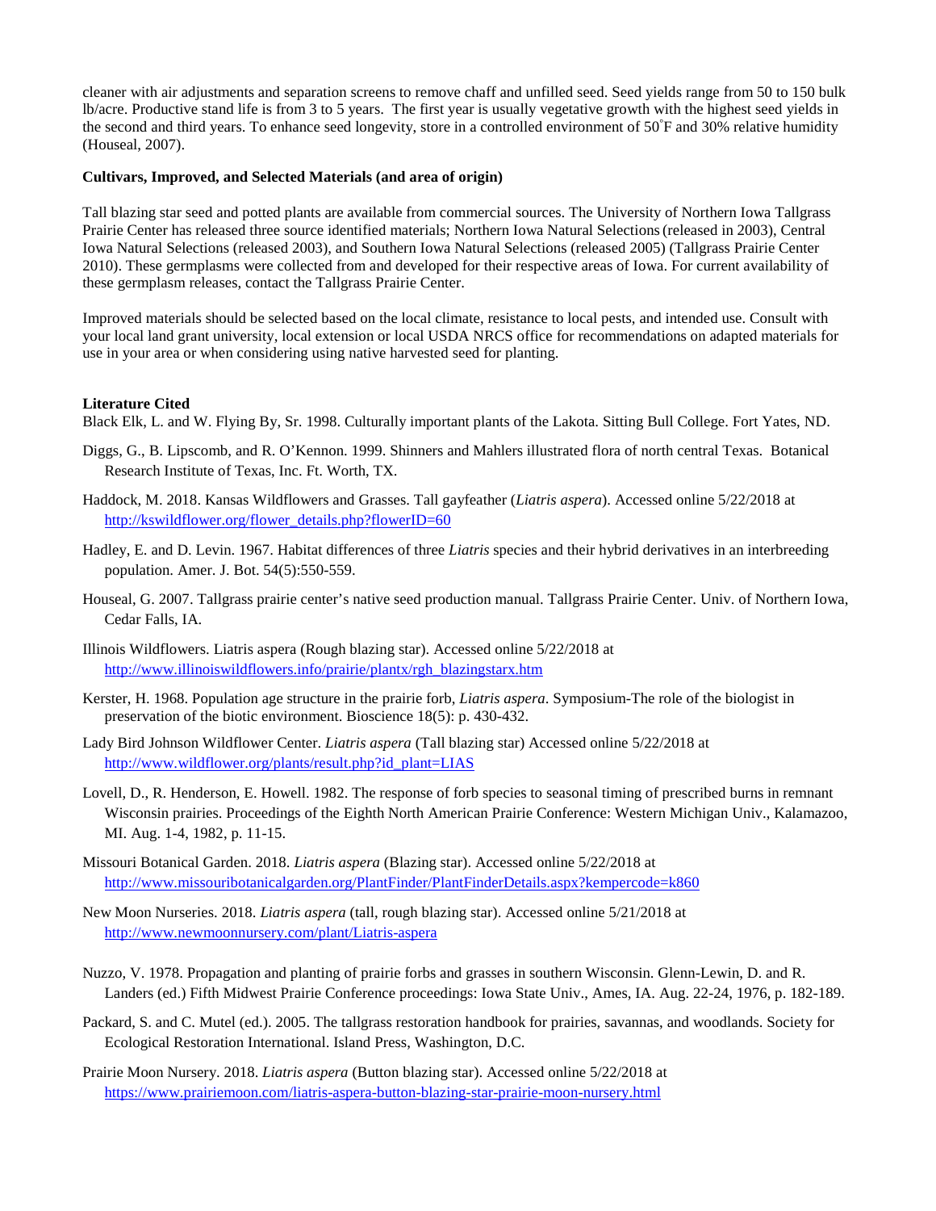cleaner with air adjustments and separation screens to remove chaff and unfilled seed. Seed yields range from 50 to 150 bulk lb/acre. Productive stand life is from 3 to 5 years. The first year is usually vegetative growth with the highest seed yields in the second and third years. To enhance seed longevity, store in a controlled environment of 50˚F and 30% relative humidity (Houseal, 2007).

**Cultivars, Improved, and Selected Materials (and area of origin)**

Tall blazing star seed and potted plants are available from commercial sources. The University of Northern Iowa Tallgrass Prairie Center has released three source identified materials; Northern Iowa Natural Selections (released in 2003), Central Iowa Natural Selections (released 2003), and Southern Iowa Natural Selections (released 2005) (Tallgrass Prairie Center 2010). These germplasms were collected from and developed for their respective areas of Iowa. For current availability of these germplasm releases, contact the Tallgrass Prairie Center.

Improved materials should be selected based on the local climate, resistance to local pests, and intended use. Consult with your local land grant university, local extension or local USDA NRCS office for recommendations on adapted materials for use in your area or when considering using native harvested seed for planting.

**Literature Cited**

Black Elk, L. and W. Flying By, Sr. 1998. Culturally important plants of the Lakota. Sitting Bull College. Fort Yates, ND.

Diggs, G., B. Lipscomb, and R. O'Kennon. 1999. Shinners and Mahlers illustrated flora of north central Texas. Botanical Research Institute of Texas, Inc. Ft. Worth, TX.

Haddock, M. 2018. Kansas Wildflowers and Grasses. Tall gayfeather (*Liatris aspera*). Accessed online 5/22/2018 at http://kswildflower.org/flower_details.php?flowerID=60

Hadley, E. and D. Levin. 1967. Habitat differences of three *Liatris* species and their hybrid derivatives in an interbreeding population. Amer. J. Bot. 54(5):550-559.

Houseal, G. 2007. Tallgrass prairie center's native seed production manual. Tallgrass Prairie Center. Univ. of Northern Iowa, Cedar Falls, IA.

Illinois Wildflowers. Liatris aspera (Rough blazing star). Accessed online 5/22/2018 at http://www.illinoiswildflowers.info/prairie/plantx/rgh_blazingstarx.htm

Kerster, H. 1968. Population age structure in the prairie forb, *Liatris aspera*. Symposium-The role of the biologist in preservation of the biotic environment. Bioscience 18(5): p. 430-432.

Lady Bird Johnson Wildflower Center. *Liatris aspera* (Tall blazing star) Accessed online 5/22/2018 at http://www.wildflower.org/plants/result.php?id_plant=LIAS

Lovell, D., R. Henderson, E. Howell. 1982. The response of forb species to seasonal timing of prescribed burns in remnant Wisconsin prairies. Proceedings of the Eighth North American Prairie Conference: Western Michigan Univ., Kalamazoo, MI. Aug. 1-4, 1982, p. 11-15.

Missouri Botanical Garden. 2018. *Liatris aspera* (Blazing star). Accessed online 5/22/2018 at http://www.missouribotanicalgarden.org/PlantFinder/PlantFinderDetails.aspx?kempercode=k860

New Moon Nurseries. 2018. *Liatris aspera* (tall, rough blazing star). Accessed online 5/21/2018 at http://www.newmoonnursery.com/plant/Liatris-aspera

Nuzzo, V. 1978. Propagation and planting of prairie forbs and grasses in southern Wisconsin. Glenn-Lewin, D. and R. Landers (ed.) Fifth Midwest Prairie Conference proceedings: Iowa State Univ., Ames, IA. Aug. 22-24, 1976, p. 182-189.

Packard, S. and C. Mutel (ed.). 2005. The tallgrass restoration handbook for prairies, savannas, and woodlands. Society for Ecological Restoration International. Island Press, Washington, D.C.

Prairie Moon Nursery. 2018. *Liatris aspera* (Button blazing star). Accessed online 5/22/2018 at https://www.prairiemoon.com/liatris-aspera-button-blazing-star-prairie-moon-nursery.html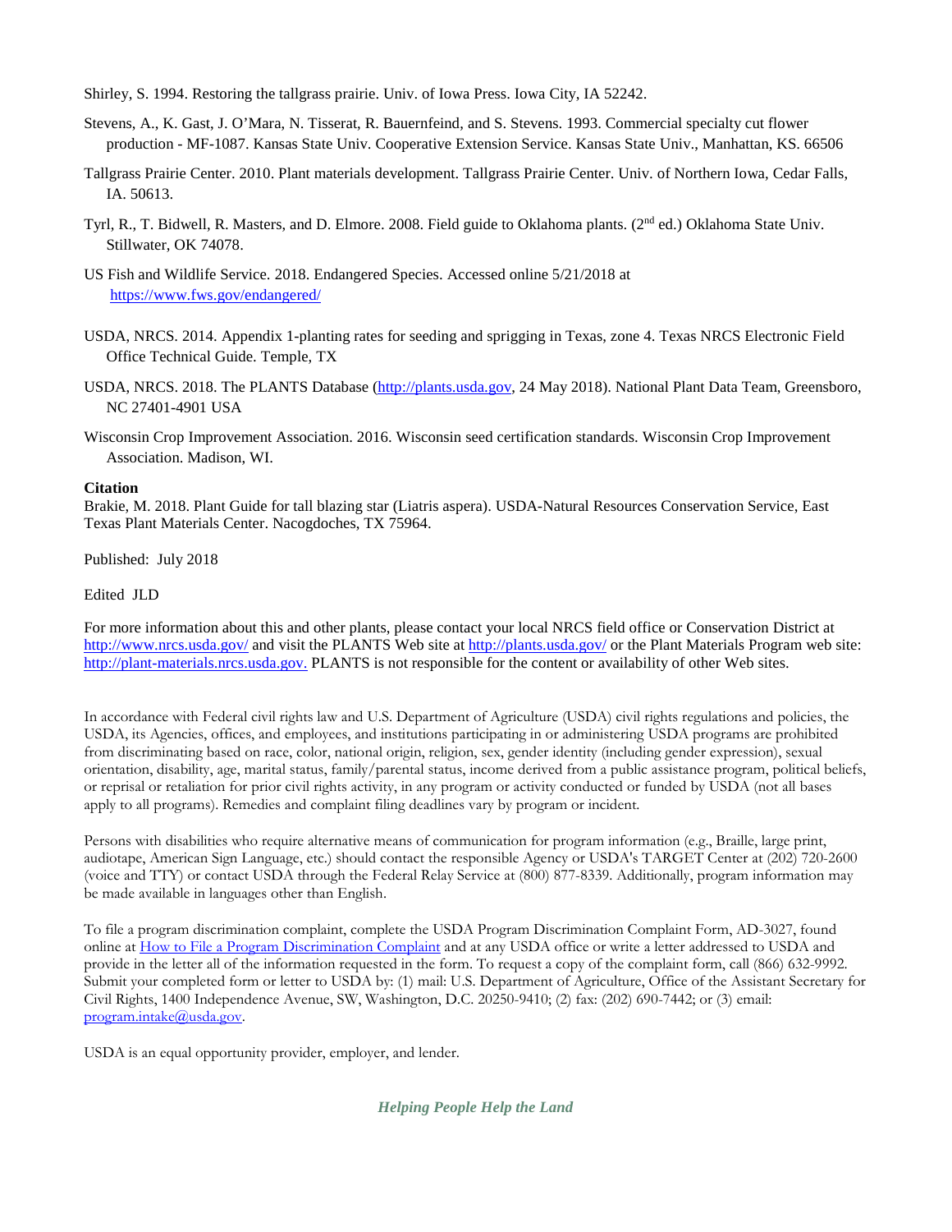Shirley, S. 1994. Restoring the tallgrass prairie. Univ. of Iowa Press. Iowa City, IA 52242.

Stevens, A., K. Gast, J. O'Mara, N. Tisserat, R. Bauernfeind, and S. Stevens. 1993. Commercial specialty cut flower production - MF-1087. Kansas State Univ. Cooperative Extension Service. Kansas State Univ., Manhattan, KS. 66506

Tallgrass Prairie Center. 2010. Plant materials development. Tallgrass Prairie Center. Univ. of Northern Iowa, Cedar Falls, IA. 50613.

Tyrl, R., T. Bidwell, R. Masters, and D. Elmore. 2008. Field guide to Oklahoma plants. (2nd ed.) Oklahoma State Univ. Stillwater, OK 74078.

US Fish and Wildlife Service. 2018. Endangered Species. Accessed online 5/21/2018 at https://www.fws.gov/endangered/

USDA, NRCS. 2014. Appendix 1-planting rates for seeding and sprigging in Texas, zone 4. Texas NRCS Electronic Field Office Technical Guide. Temple, TX

USDA, NRCS. 2018. The PLANTS Database (http://plants.usda.gov, 24 May 2018). National Plant Data Team, Greensboro, NC 27401-4901 USA

Wisconsin Crop Improvement Association. 2016. Wisconsin seed certification standards. Wisconsin Crop Improvement Association. Madison, WI.

**Citation**

Brakie, M. 2018. Plant Guide for tall blazing star (Liatris aspera). USDA-Natural Resources Conservation Service, East Texas Plant Materials Center. Nacogdoches, TX 75964.

Published: July 2018

Edited JLD

For more information about this and other plants, please contact your local NRCS field office or Conservation District at http://www.nrcs.usda.gov/ and visit the PLANTS Web site at http://plants.usda.gov/ or the Plant Materials Program web site: http://plant-materials.nrcs.usda.gov. PLANTS is not responsible for the content or availability of other Web sites.

In accordance with Federal civil rights law and U.S. Department of Agriculture (USDA) civil rights regulations and policies, the USDA, its Agencies, offices, and employees, and institutions participating in or administering USDA programs are prohibited from discriminating based on race, color, national origin, religion, sex, gender identity (including gender expression), sexual orientation, disability, age, marital status, family/parental status, income derived from a public assistance program, political beliefs, or reprisal or retaliation for prior civil rights activity, in any program or activity conducted or funded by USDA (not all bases apply to all programs). Remedies and complaint filing deadlines vary by program or incident.

Persons with disabilities who require alternative means of communication for program information (e.g., Braille, large print, audiotape, American Sign Language, etc.) should contact the responsible Agency or USDA's TARGET Center at (202) 720-2600 (voice and TTY) or contact USDA through the Federal Relay Service at (800) 877-8339. Additionally, program information may be made available in languages other than English.

To file a program discrimination complaint, complete the USDA Program Discrimination Complaint Form, AD-3027, found online at How to File a Program Discrimination Complaint and at any USDA office or write a letter addressed to USDA and provide in the letter all of the information requested in the form. To request a copy of the complaint form, call (866) 632-9992. Submit your completed form or letter to USDA by: (1) mail: U.S. Department of Agriculture, Office of the Assistant Secretary for Civil Rights, 1400 Independence Avenue, SW, Washington, D.C. 20250-9410; (2) fax: (202) 690-7442; or (3) email: program.intake@usda.gov.

USDA is an equal opportunity provider, employer, and lender.

***Helping People Help the Land***